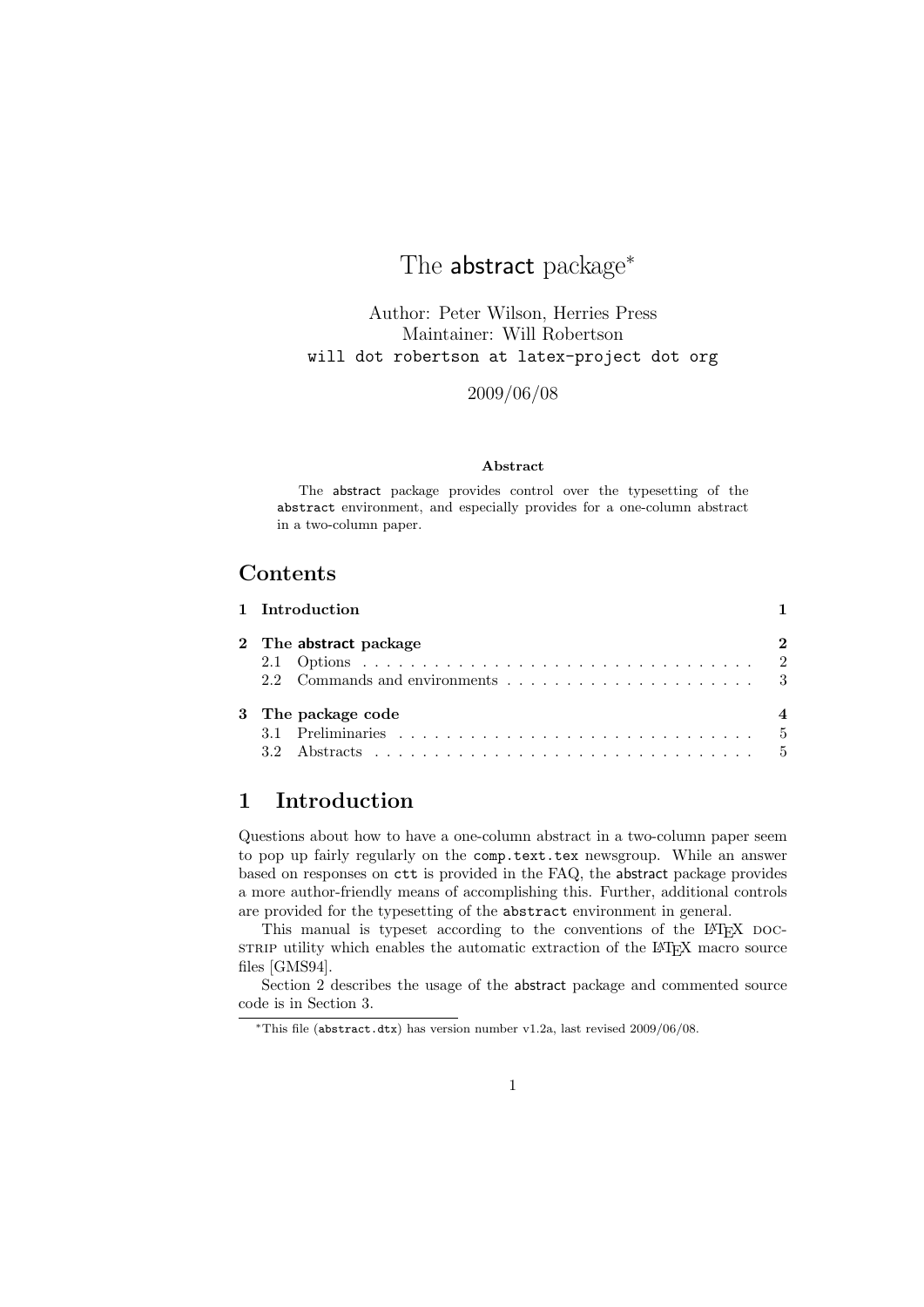# The abstract package[*]

Author: Peter Wilson, Herries Press
Maintainer: Will Robertson
`will dot robertson at latex-project dot org`

2009/06/08

**Abstract**

The abstract package provides control over the typesetting of the `abstract` environment, and especially provides for a one-column abstract in a two-column paper.

## Contents

- **1 Introduction** — 1
- **2 The abstract package** — 2
  - 2.1 Options — 2
  - 2.2 Commands and environments — 3
- **3 The package code** — 4
  - 3.1 Preliminaries — 5
  - 3.2 Abstracts — 5

## 1 Introduction

Questions about how to have a one-column abstract in a two-column paper seem to pop up fairly regularly on the `comp.text.tex` newsgroup. While an answer based on responses on `ctt` is provided in the FAQ, the abstract package provides a more author-friendly means of accomplishing this. Further, additional controls are provided for the typesetting of the `abstract` environment in general.

This manual is typeset according to the conventions of the LaTeX DOCSTRIP utility which enables the automatic extraction of the LaTeX macro source files [GMS94].

Section 2 describes the usage of the abstract package and commented source code is in Section 3.

---

[*] This file (`abstract.dtx`) has version number v1.2a, last revised 2009/06/08.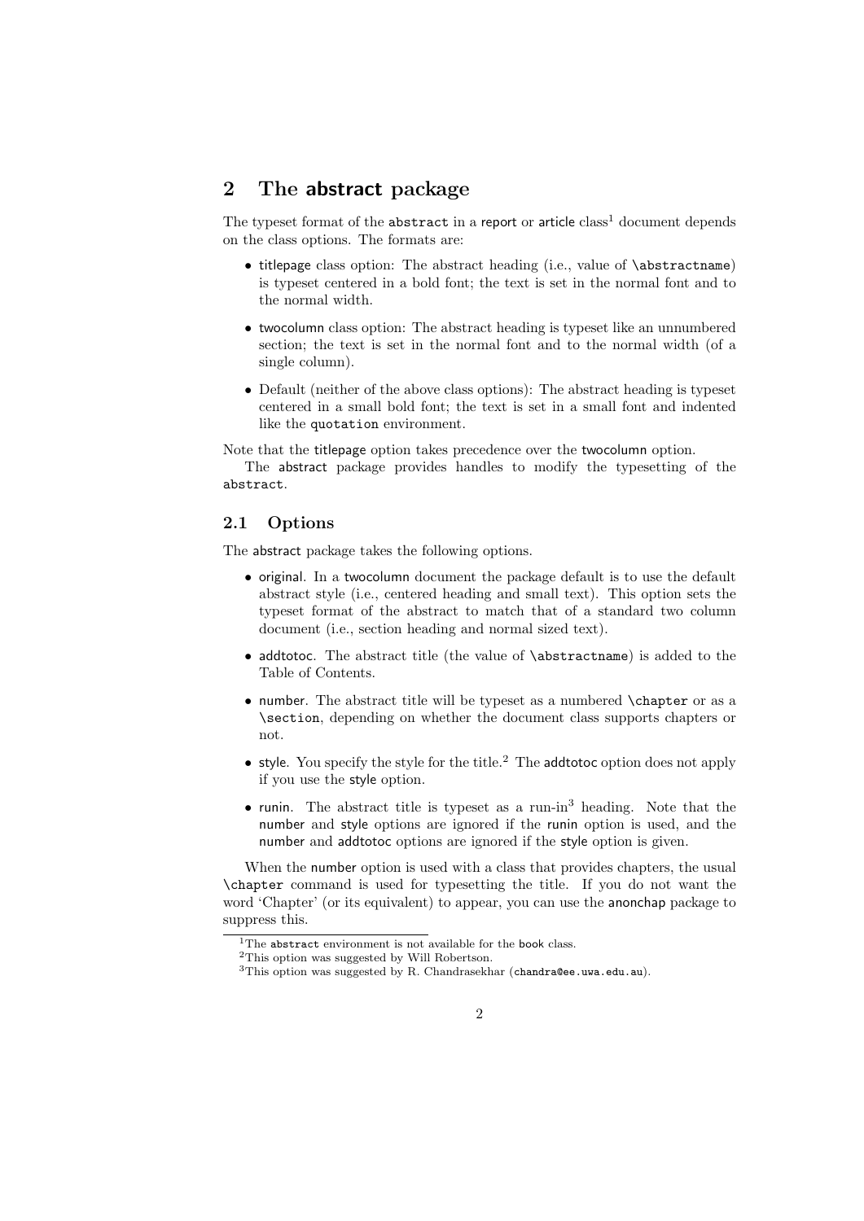## 2 The abstract package

The typeset format of the `abstract` in a report or article class[1] document depends on the class options. The formats are:

- titlepage class option: The abstract heading (i.e., value of `\abstractname`) is typeset centered in a bold font; the text is set in the normal font and to the normal width.
- twocolumn class option: The abstract heading is typeset like an unnumbered section; the text is set in the normal font and to the normal width (of a single column).
- Default (neither of the above class options): The abstract heading is typeset centered in a small bold font; the text is set in a small font and indented like the `quotation` environment.

Note that the titlepage option takes precedence over the twocolumn option.

The abstract package provides handles to modify the typesetting of the `abstract`.

### 2.1 Options

The abstract package takes the following options.

- original. In a twocolumn document the package default is to use the default abstract style (i.e., centered heading and small text). This option sets the typeset format of the abstract to match that of a standard two column document (i.e., section heading and normal sized text).
- addtotoc. The abstract title (the value of `\abstractname`) is added to the Table of Contents.
- number. The abstract title will be typeset as a numbered `\chapter` or as a `\section`, depending on whether the document class supports chapters or not.
- style. You specify the style for the title.[2] The addtotoc option does not apply if you use the style option.
- runin. The abstract title is typeset as a run-in[3] heading. Note that the number and style options are ignored if the runin option is used, and the number and addtotoc options are ignored if the style option is given.

When the number option is used with a class that provides chapters, the usual `\chapter` command is used for typesetting the title. If you do not want the word 'Chapter' (or its equivalent) to appear, you can use the anonchap package to suppress this.

---

[1] The `abstract` environment is not available for the book class.

[2] This option was suggested by Will Robertson.

[3] This option was suggested by R. Chandrasekhar (`chandra@ee.uwa.edu.au`).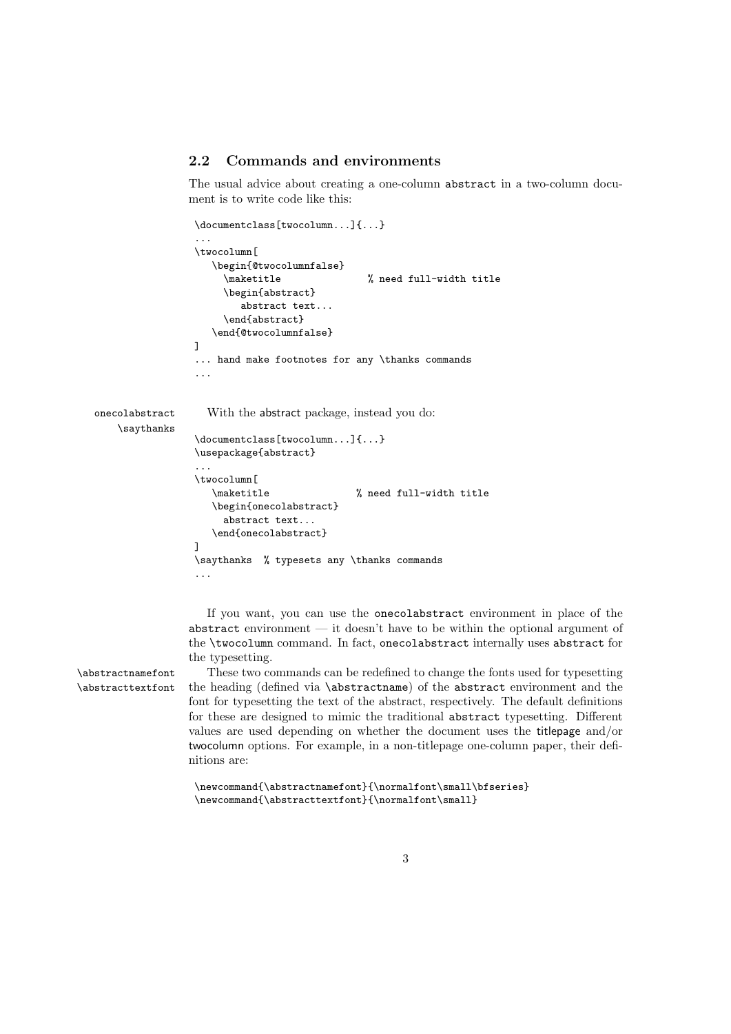## 2.2 Commands and environments

The usual advice about creating a one-column abstract in a two-column document is to write code like this:

```
\documentclass[twocolumn...]{...}
...
\twocolumn[
   \begin{@twocolumnfalse}
     \maketitle              % need full-width title
     \begin{abstract}
        abstract text...
     \end{abstract}
   \end{@twocolumnfalse}
]
... hand make footnotes for any \thanks commands
...
```

onecolabstract
\saythanks

With the abstract package, instead you do:

```
\documentclass[twocolumn...]{...}
\usepackage{abstract}
...
\twocolumn[
   \maketitle              % need full-width title
   \begin{onecolabstract}
     abstract text...
   \end{onecolabstract}
]
\saythanks  % typesets any \thanks commands
...
```

If you want, you can use the onecolabstract environment in place of the abstract environment — it doesn't have to be within the optional argument of the \twocolumn command. In fact, onecolabstract internally uses abstract for the typesetting.

\abstractnamefont
\abstracttextfont

These two commands can be redefined to change the fonts used for typesetting the heading (defined via \abstractname) of the abstract environment and the font for typesetting the text of the abstract, respectively. The default definitions for these are designed to mimic the traditional abstract typesetting. Different values are used depending on whether the document uses the titlepage and/or twocolumn options. For example, in a non-titlepage one-column paper, their definitions are:

```
\newcommand{\abstractnamefont}{\normalfont\small\bfseries}
\newcommand{\abstracttextfont}{\normalfont\small}
```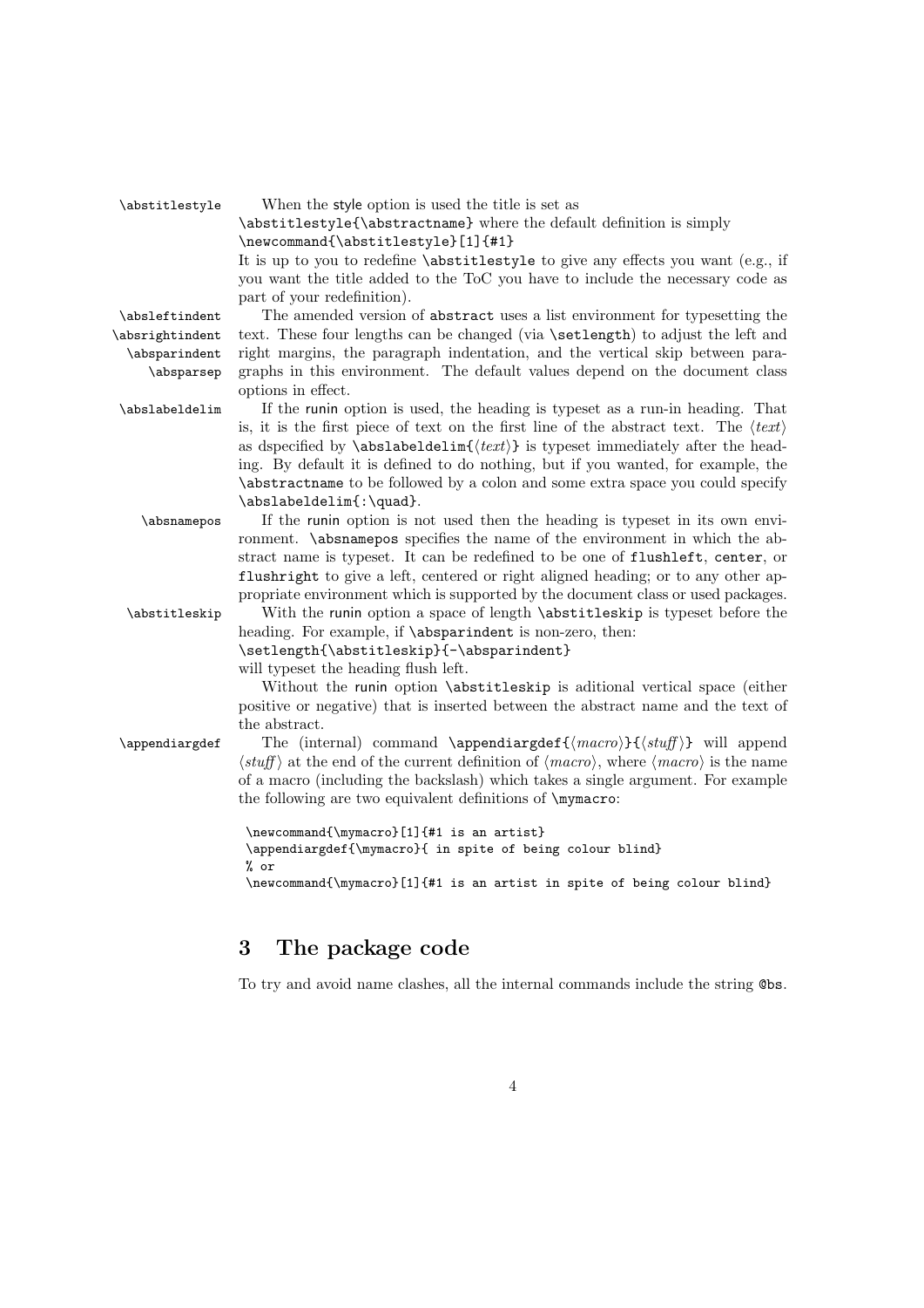`\abstitlestyle` When the style option is used the title is set as
`\abstitlestyle{\abstractname}` where the default definition is simply
`\newcommand{\abstitlestyle}[1]{#1}`
It is up to you to redefine `\abstitlestyle` to give any effects you want (e.g., if you want the title added to the ToC you have to include the necessary code as part of your redefinition).

`\absleftindent` `\absrightindent` `\absparindent` `\absparsep` The amended version of `abstract` uses a list environment for typesetting the text. These four lengths can be changed (via `\setlength`) to adjust the left and right margins, the paragraph indentation, and the vertical skip between paragraphs in this environment. The default values depend on the document class options in effect.

`\abslabeldelim` If the runin option is used, the heading is typeset as a run-in heading. That is, it is the first piece of text on the first line of the abstract text. The ⟨*text*⟩ as dspecified by `\abslabeldelim{`⟨*text*⟩`}` is typeset immediately after the heading. By default it is defined to do nothing, but if you wanted, for example, the `\abstractname` to be followed by a colon and some extra space you could specify `\abslabeldelim{:\quad}`.

`\absnamepos` If the runin option is not used then the heading is typeset in its own environment. `\absnamepos` specifies the name of the environment in which the abstract name is typeset. It can be redefined to be one of `flushleft`, `center`, or `flushright` to give a left, centered or right aligned heading; or to any other appropriate environment which is supported by the document class or used packages.

`\abstitleskip` With the runin option a space of length `\abstitleskip` is typeset before the heading. For example, if `\absparindent` is non-zero, then:
`\setlength{\abstitleskip}{-\absparindent}`
will typeset the heading flush left.

Without the runin option `\abstitleskip` is aditional vertical space (either positive or negative) that is inserted between the abstract name and the text of the abstract.

`\appendiargdef` The (internal) command `\appendiargdef{`⟨*macro*⟩`}{`⟨*stuff*⟩`}` will append ⟨*stuff*⟩ at the end of the current definition of ⟨*macro*⟩, where ⟨*macro*⟩ is the name of a macro (including the backslash) which takes a single argument. For example the following are two equivalent definitions of `\mymacro`:

```
\newcommand{\mymacro}[1]{#1 is an artist}
\appendiargdef{\mymacro}{ in spite of being colour blind}
% or
\newcommand{\mymacro}[1]{#1 is an artist in spite of being colour blind}
```

## 3 The package code

To try and avoid name clashes, all the internal commands include the string `@bs`.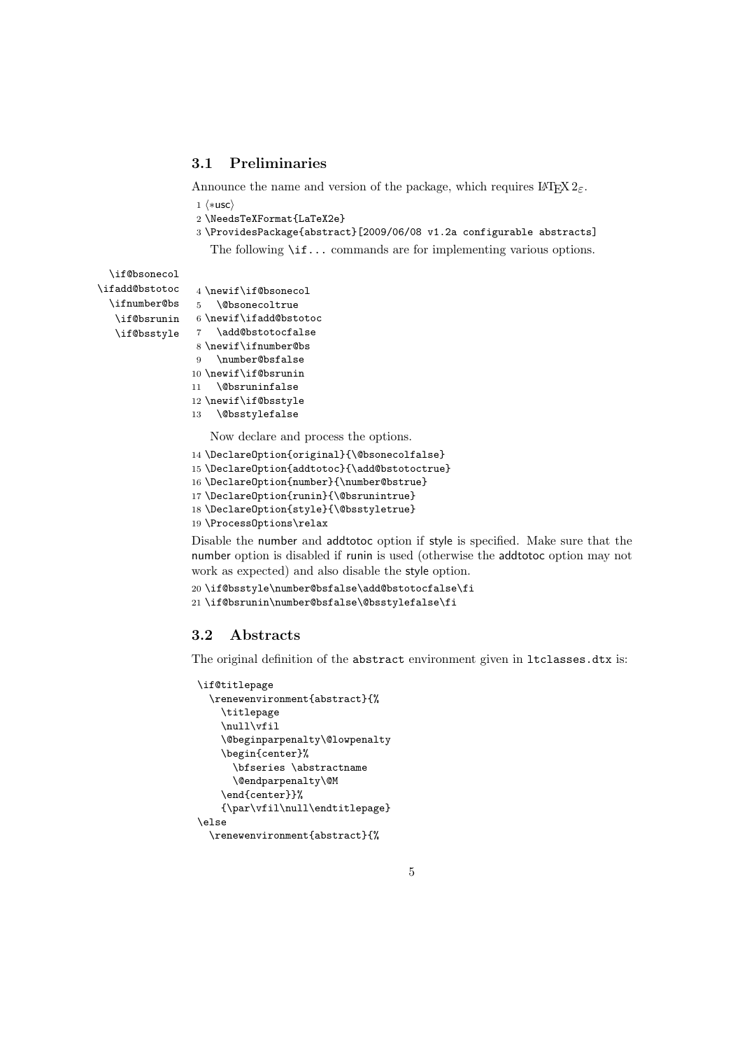## 3.1 Preliminaries

Announce the name and version of the package, which requires $\LaTeX\,2_\varepsilon$.

```
1 ⟨*usc⟩
2 \NeedsTeXFormat{LaTeX2e}
3 \ProvidesPackage{abstract}[2009/06/08 v1.2a configurable abstracts]
```

The following `\if...` commands are for implementing various options.

`\if@bsonecol` `\ifadd@bstotoc` `\ifnumber@bs` `\if@bsrunin` `\if@bsstyle`

```
4 \newif\if@bsonecol
5   \@bsonecoltrue
6 \newif\ifadd@bstotoc
7   \add@bstotocfalse
8 \newif\ifnumber@bs
9   \number@bsfalse
10 \newif\if@bsrunin
11   \@bsruninfalse
12 \newif\if@bsstyle
13   \@bsstylefalse
```

Now declare and process the options.

```
14 \DeclareOption{original}{\@bsonecolfalse}
15 \DeclareOption{addtotoc}{\add@bstotoctrue}
16 \DeclareOption{number}{\number@bstrue}
17 \DeclareOption{runin}{\@bsrunintrue}
18 \DeclareOption{style}{\@bsstyletrue}
19 \ProcessOptions\relax
```

Disable the number and addtotoc option if style is specified. Make sure that the number option is disabled if runin is used (otherwise the addtotoc option may not work as expected) and also disable the style option.

```
20 \if@bsstyle\number@bsfalse\add@bstotocfalse\fi
21 \if@bsrunin\number@bsfalse\@bsstylefalse\fi
```

## 3.2 Abstracts

The original definition of the `abstract` environment given in `ltclasses.dtx` is:

```
\if@titlepage
  \renewenvironment{abstract}{%
    \titlepage
    \null\vfil
    \@beginparpenalty\@lowpenalty
    \begin{center}%
      \bfseries \abstractname
      \@endparpenalty\@M
    \end{center}}%
    {\par\vfil\null\endtitlepage}
\else
  \renewenvironment{abstract}{%
```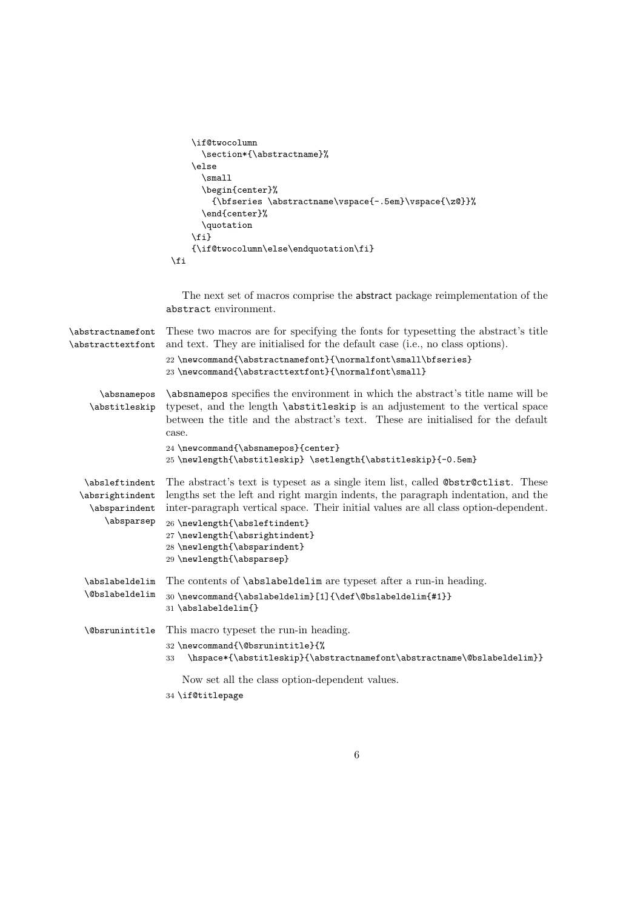```
    \if@twocolumn
      \section*{\abstractname}%
    \else
      \small
      \begin{center}%
        {\bfseries \abstractname\vspace{-.5em}\vspace{\z@}}%
      \end{center}%
      \quotation
    \fi}
    {\if@twocolumn\else\endquotation\fi}
\fi
```

The next set of macros comprise the abstract package reimplementation of the abstract environment.

\abstractnamefont \abstracttextfont These two macros are for specifying the fonts for typesetting the abstract's title and text. They are initialised for the default case (i.e., no class options).

```
22 \newcommand{\abstractnamefont}{\normalfont\small\bfseries}
23 \newcommand{\abstracttextfont}{\normalfont\small}
```

\absnamepos \abstitleskip \absnamepos specifies the environment in which the abstract's title name will be typeset, and the length \abstitleskip is an adjustement to the vertical space between the title and the abstract's text. These are initialised for the default case.

```
24 \newcommand{\absnamepos}{center}
25 \newlength{\abstitleskip} \setlength{\abstitleskip}{-0.5em}
```

\absleftindent \absrightindent \absparindent \absparsep The abstract's text is typeset as a single item list, called @bstr@ctlist. These lengths set the left and right margin indents, the paragraph indentation, and the inter-paragraph vertical space. Their initial values are all class option-dependent.

```
26 \newlength{\absleftindent}
27 \newlength{\absrightindent}
28 \newlength{\absparindent}
29 \newlength{\absparsep}
```

\abslabeldelim \@bslabeldelim The contents of \abslabeldelim are typeset after a run-in heading.

```
30 \newcommand{\abslabeldelim}[1]{\def\@bslabeldelim{#1}}
31 \abslabeldelim{}
```

\@bsrunintitle This macro typeset the run-in heading.

```
32 \newcommand{\@bsrunintitle}{%
33   \hspace*{\abstitleskip}{\abstractnamefont\abstractname\@bslabeldelim}}
```

Now set all the class option-dependent values.

```
34 \if@titlepage
```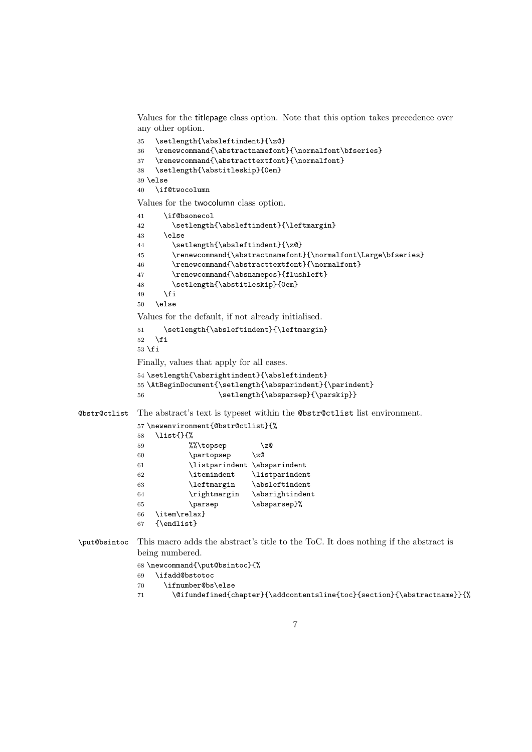Values for the titlepage class option. Note that this option takes precedence over any other option.

```
35   \setlength{\absleftindent}{\z@}
36   \renewcommand{\abstractnamefont}{\normalfont\bfseries}
37   \renewcommand{\abstracttextfont}{\normalfont}
38   \setlength{\abstitleskip}{0em}
39 \else
40   \if@twocolumn
```

Values for the twocolumn class option.

```
41     \if@bsonecol
42       \setlength{\absleftindent}{\leftmargin}
43     \else
44       \setlength{\absleftindent}{\z@}
45       \renewcommand{\abstractnamefont}{\normalfont\Large\bfseries}
46       \renewcommand{\abstracttextfont}{\normalfont}
47       \renewcommand{\absnamepos}{flushleft}
48       \setlength{\abstitleskip}{0em}
49     \fi
50   \else
```

Values for the default, if not already initialised.

```
51     \setlength{\absleftindent}{\leftmargin}
52   \fi
53 \fi
```

Finally, values that apply for all cases.

```
54 \setlength{\absrightindent}{\absleftindent}
55 \AtBeginDocument{\setlength{\absparindent}{\parindent}
56                  \setlength{\absparsep}{\parskip}}
```

**@bstr@ctlist** The abstract's text is typeset within the `@bstr@ctlist` list environment.

```
57 \newenvironment{@bstr@ctlist}{%
58   \list{}{%
59           %%\topsep        \z@
60           \partopsep     \z@
61           \listparindent \absparindent
62           \itemindent    \listparindent
63           \leftmargin    \absleftindent
64           \rightmargin   \absrightindent
65           \parsep        \absparsep}%
66   \item\relax}
67   {\endlist}
```

**\put@bsintoc** This macro adds the abstract's title to the ToC. It does nothing if the abstract is being numbered.

```
68 \newcommand{\put@bsintoc}{%
69   \ifadd@bstotoc
70     \ifnumber@bs\else
71       \@ifundefined{chapter}{\addcontentsline{toc}{section}{\abstractname}}{%
```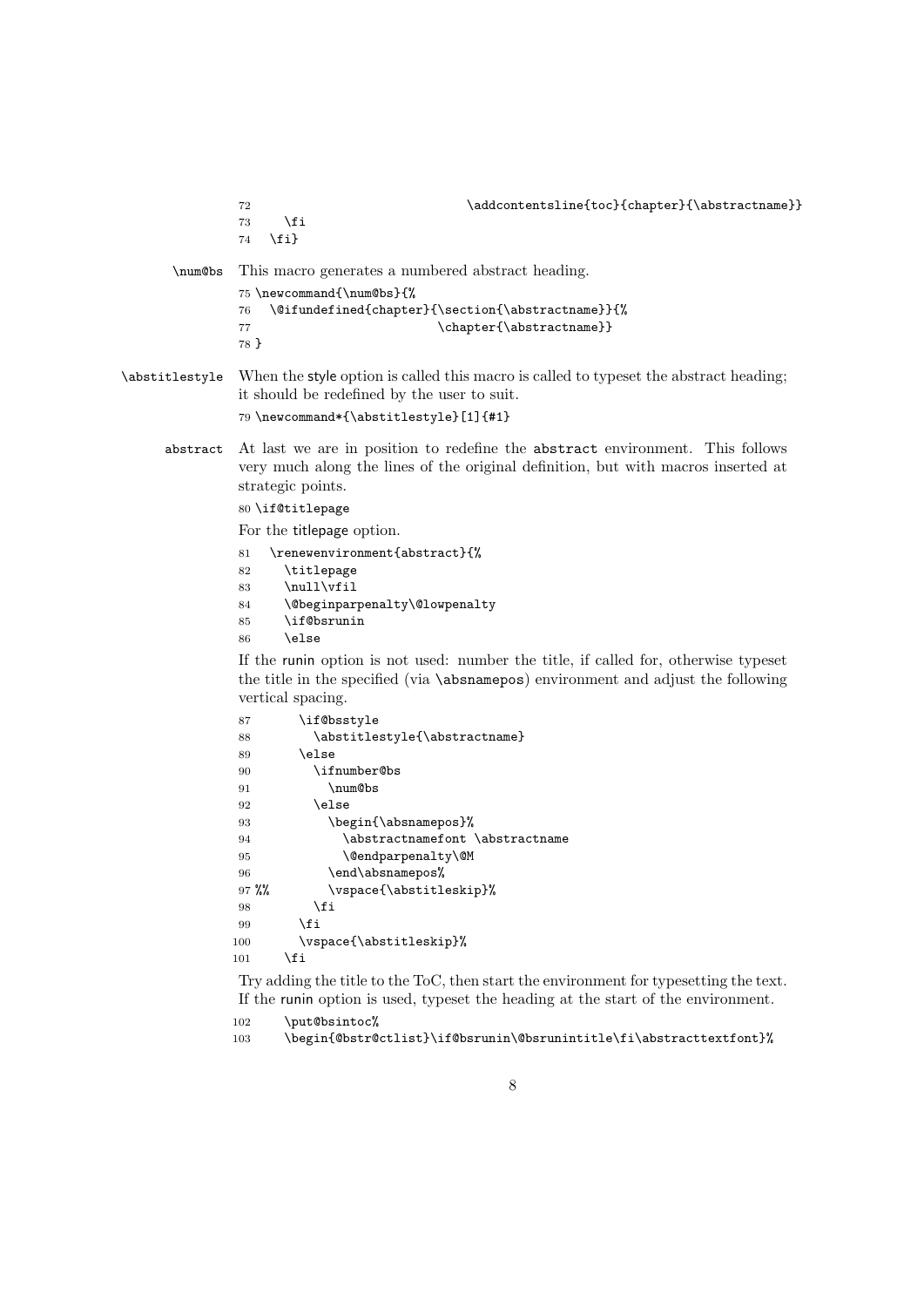```
72                              \addcontentsline{toc}{chapter}{\abstractname}}
73     \fi
74   \fi}
```

**\num@bs** This macro generates a numbered abstract heading.

```
75 \newcommand{\num@bs}{%
76   \@ifundefined{chapter}{\section{\abstractname}}{%
77                          \chapter{\abstractname}}
78 }
```

**\abstitlestyle** When the style option is called this macro is called to typeset the abstract heading; it should be redefined by the user to suit.

```
79 \newcommand*{\abstitlestyle}[1]{#1}
```

**abstract** At last we are in position to redefine the abstract environment. This follows very much along the lines of the original definition, but with macros inserted at strategic points.

```
80 \if@titlepage
```

For the titlepage option.

```
81   \renewenvironment{abstract}{%
82     \titlepage
83     \null\vfil
84     \@beginparpenalty\@lowpenalty
85     \if@bsrunin
86     \else
```

If the runin option is not used: number the title, if called for, otherwise typeset the title in the specified (via \absnamepos) environment and adjust the following vertical spacing.

```
87       \if@bsstyle
88         \abstitlestyle{\abstractname}
89       \else
90         \ifnumber@bs
91           \num@bs
92         \else
93           \begin{\absnamepos}%
94             \abstractnamefont \abstractname
95             \@endparpenalty\@M
96           \end\absnamepos%
97 %%         \vspace{\abstitleskip}%
98         \fi
99       \fi
100      \vspace{\abstitleskip}%
101    \fi
```

Try adding the title to the ToC, then start the environment for typesetting the text. If the runin option is used, typeset the heading at the start of the environment.

```
102    \put@bsintoc%
103    \begin{@bstr@ctlist}\if@bsrunin\@bsrunintitle\fi\abstracttextfont}%
```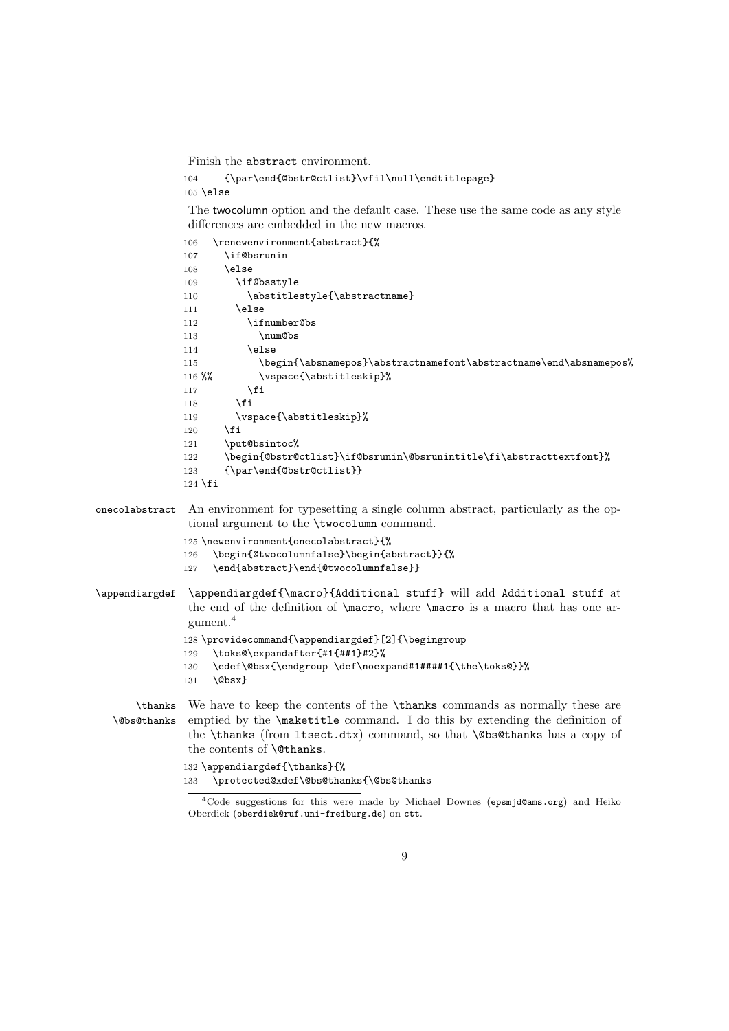Finish the abstract environment.

```
104     {\par\end{@bstr@ctlist}\vfil\null\endtitlepage}
105 \else
```

The twocolumn option and the default case. These use the same code as any style differences are embedded in the new macros.

```
106   \renewenvironment{abstract}{%
107     \if@bsrunin
108     \else
109       \if@bsstyle
110         \abstitlestyle{\abstractname}
111       \else
112         \ifnumber@bs
113           \num@bs
114         \else
115           \begin{\absnamepos}\abstractnamefont\abstractname\end\absnamepos%
116 %%        \vspace{\abstitleskip}%
117         \fi
118       \fi
119       \vspace{\abstitleskip}%
120     \fi
121     \put@bsintoc%
122     \begin{@bstr@ctlist}\if@bsrunin\@bsrunintitle\fi\abstracttextfont}%
123     {\par\end{@bstr@ctlist}}
124 \fi
```

**onecolabstract** An environment for typesetting a single column abstract, particularly as the optional argument to the \twocolumn command.

```
125 \newenvironment{onecolabstract}{%
126   \begin{@twocolumnfalse}\begin{abstract}}{%
127   \end{abstract}\end{@twocolumnfalse}}
```

**\appendiargdef** \appendiargdef{\macro}{Additional stuff} will add Additional stuff at the end of the definition of \macro, where \macro is a macro that has one argument.[4]

```
128 \providecommand{\appendiargdef}[2]{\begingroup
129   \toks@\expandafter{#1{##1}#2}%
130   \edef\@bsx{\endgroup \def\noexpand#1####1{\the\toks@}}%
131   \@bsx}
```

**\thanks**
**\@bs@thanks** We have to keep the contents of the \thanks commands as normally these are emptied by the \maketitle command. I do this by extending the definition of the \thanks (from ltsect.dtx) command, so that \@bs@thanks has a copy of the contents of \@thanks.

```
132 \appendiargdef{\thanks}{%
133   \protected@xdef\@bs@thanks{\@bs@thanks
```

[4] Code suggestions for this were made by Michael Downes (epsmjd@ams.org) and Heiko Oberdiek (oberdiek@ruf.uni-freiburg.de) on ctt.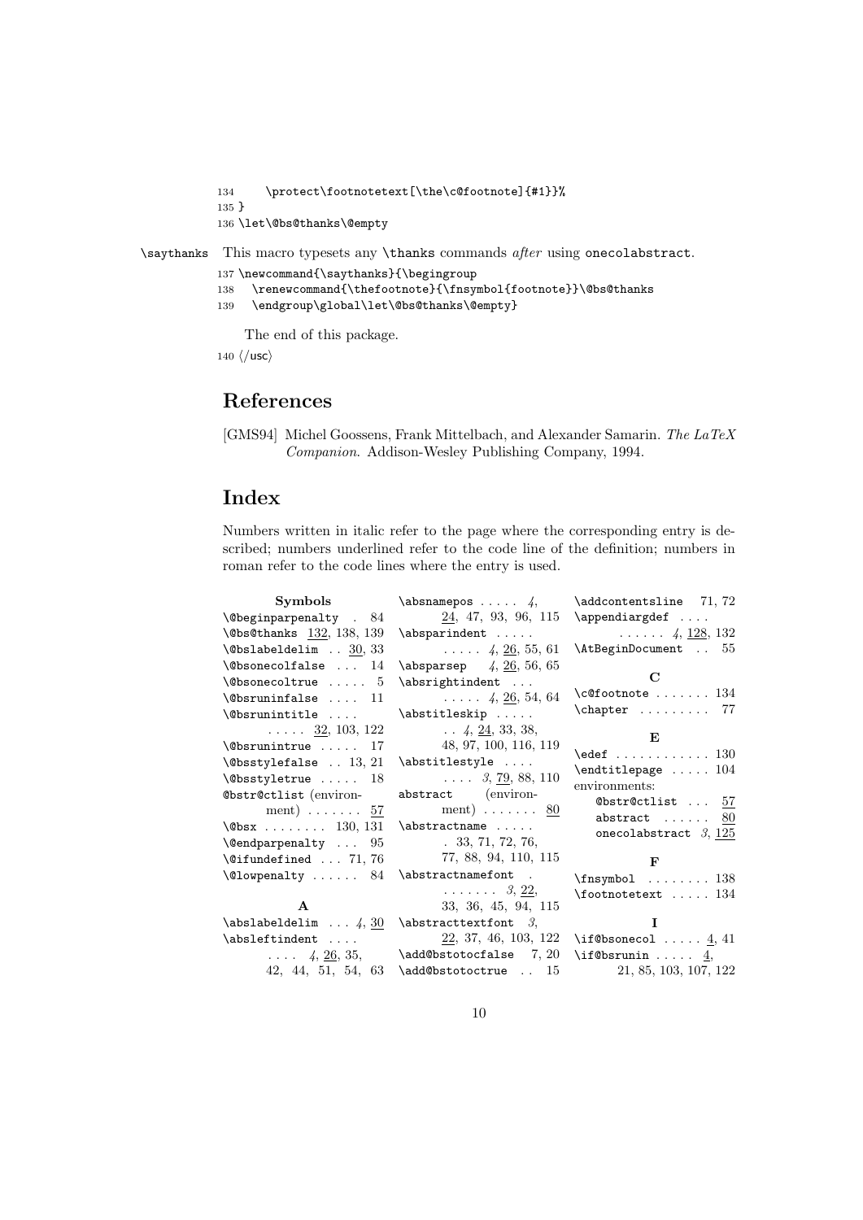```
134     \protect\footnotetext[\the\c@footnote]{#1}}%
135 }
136 \let\@bs@thanks\@empty
```

`\saythanks` This macro typesets any `\thanks` commands *after* using `onecolabstract`.

```
137 \newcommand{\saythanks}{\begingroup
138   \renewcommand{\thefootnote}{\fnsymbol{footnote}}\@bs@thanks
139   \endgroup\global\let\@bs@thanks\@empty}
```

The end of this package.

```
140 ⟨/usc⟩
```

## References

[GMS94] Michel Goossens, Frank Mittelbach, and Alexander Samarin. *The LaTeX Companion*. Addison-Wesley Publishing Company, 1994.

## Index

Numbers written in italic refer to the page where the corresponding entry is described; numbers underlined refer to the code line of the definition; numbers in roman refer to the code lines where the entry is used.

**Symbols**

\@beginparpenalty . . . 84
\@bs@thanks 132, 138, 139
\@bslabeldelim . . 30, 33
\@bsonecolfalse . . . 14
\@bsonecoltrue . . . . . 5
\@bsruninfalse . . . . 11
\@bsrunintitle . . . . 32, 103, 122
\@bsrunintrue . . . . . 17
\@bsstylefalse . . 13, 21
\@bsstyletrue . . . . . 18
@bstr@ctlist (environment) . . . . . . . 57
\@bsx . . . . . . . . 130, 131
\@endparpenalty . . . 95
\@ifundefined . . . 71, 76
\@lowpenalty . . . . . . 84

**A**

\abslabeldelim . . . *4*, 30
\absleftindent . . . . *4*, 26, 35, 42, 44, 51, 54, 63
\absnamepos . . . . . *4*, 24, 47, 93, 96, 115
\absparindent . . . . . *4*, 26, 55, 61
\absparsep *4*, 26, 56, 65
\absrightindent . . . . *4*, 26, 54, 64
\abstitleskip . . . . . *4*, 24, 33, 38, 48, 97, 100, 116, 119
\abstitlestyle . . . . *3*, 79, 88, 110
abstract (environment) . . . . . . . 80
\abstractname . . . . . 33, 71, 72, 76, 77, 88, 94, 110, 115
\abstractnamefont . . . . . . . *3*, 22, 33, 36, 45, 94, 115
\abstracttextfont *3*, 22, 37, 46, 103, 122
\add@bstotocfalse 7, 20
\add@bstotoctrue . . 15
\addcontentsline 71, 72
\appendiargdef . . . . *4*, 128, 132
\AtBeginDocument . . 55

**C**

\c@footnote . . . . . . . 134
\chapter . . . . . . . . . 77

**E**

\edef . . . . . . . . . . . . 130
\endtitlepage . . . . . 104
environments:
  @bstr@ctlist . . . 57
  abstract . . . . . . 80
  onecolabstract *3*, 125

**F**

\fnsymbol . . . . . . . . 138
\footnotetext . . . . . 134

**I**

\if@bsonecol . . . . . 4, 41
\if@bsrunin . . . . . 4, 21, 85, 103, 107, 122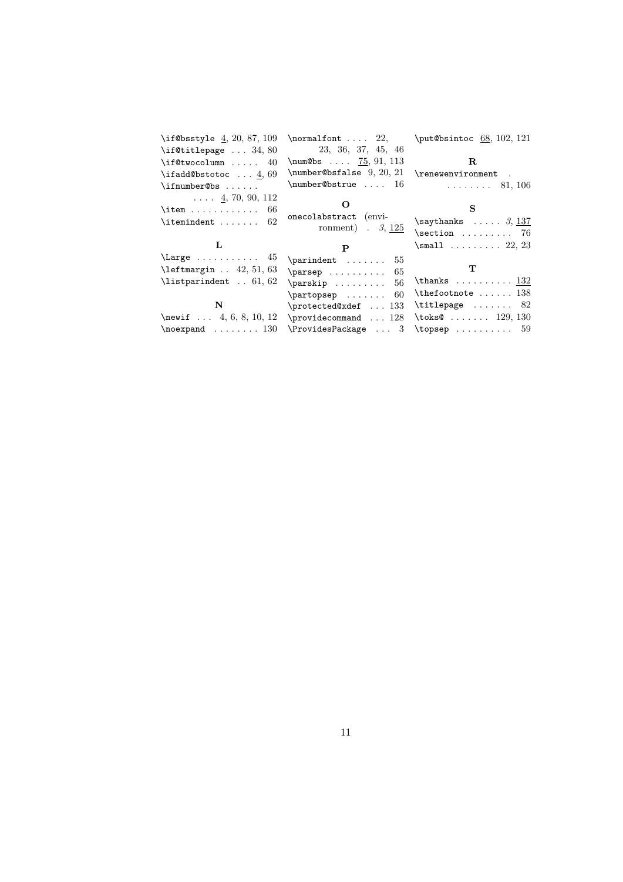\if@bsstyle 4, 20, 87, 109
\if@titlepage . . . 34, 80
\if@twocolumn . . . . . 40
\ifadd@bstotoc . . . 4, 69
\ifnumber@bs . . . . . . . . . . 4, 70, 90, 112
\item . . . . . . . . . . . . 66
\itemindent . . . . . . . 62

**L**

\Large . . . . . . . . . . . 45
\leftmargin . . 42, 51, 63
\listparindent . . 61, 62

**N**

\newif . . . 4, 6, 8, 10, 12
\noexpand . . . . . . . . 130
\normalfont . . . . 22, 23, 36, 37, 45, 46
\num@bs . . . . 75, 91, 113
\number@bsfalse 9, 20, 21
\number@bstrue . . . . 16

**O**

onecolabstract (environment) . *3*, 125

**P**

\parindent . . . . . . . 55
\parsep . . . . . . . . . . 65
\parskip . . . . . . . . . 56
\partopsep . . . . . . . 60
\protected@xdef . . . 133
\providecommand . . . 128
\ProvidesPackage . . . 3
\put@bsintoc 68, 102, 121

**R**

\renewenvironment . . . . . . . . . 81, 106

**S**

\saythanks . . . . . *3*, 137
\section . . . . . . . . . 76
\small . . . . . . . . . 22, 23

**T**

\thanks . . . . . . . . . . 132
\thefootnote . . . . . . 138
\titlepage . . . . . . . 82
\toks@ . . . . . . . 129, 130
\topsep . . . . . . . . . . 59